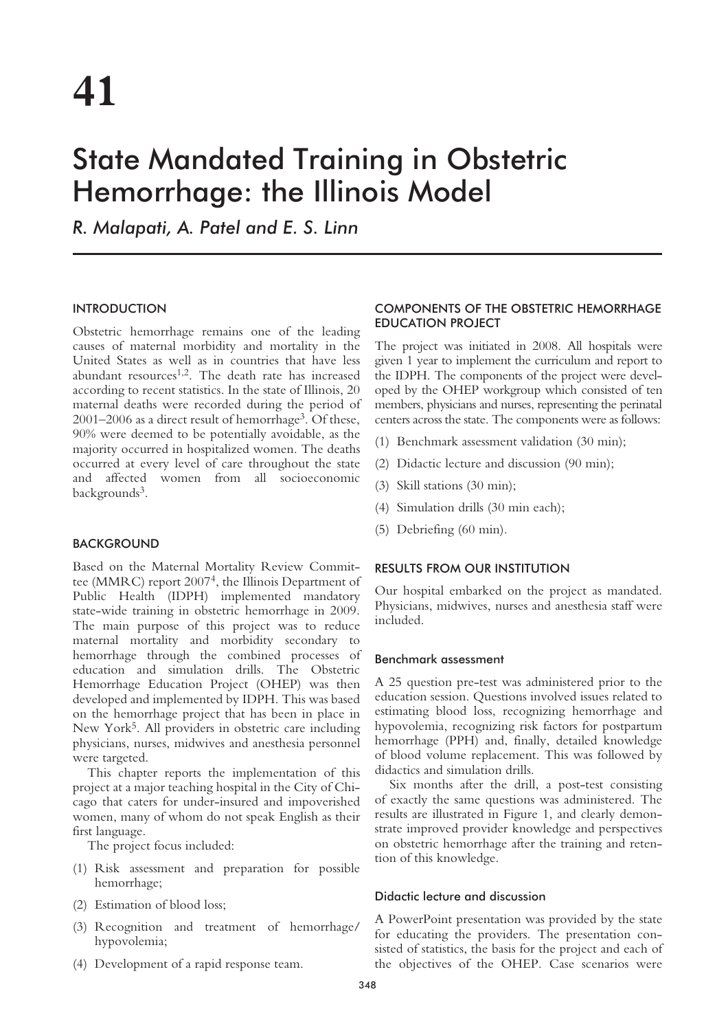# 41

# State Mandated Training in Obstetric Hemorrhage: the Illinois Model

*R. Malapati, A. Patel and E. S. Linn*

## INTRODUCTION

Obstetric hemorrhage remains one of the leading causes of maternal morbidity and mortality in the United States as well as in countries that have less abundant resources[1,2]. The death rate has increased according to recent statistics. In the state of Illinois, 20 maternal deaths were recorded during the period of 2001–2006 as a direct result of hemorrhage[3]. Of these, 90% were deemed to be potentially avoidable, as the majority occurred in hospitalized women. The deaths occurred at every level of care throughout the state and affected women from all socioeconomic backgrounds[3].

## BACKGROUND

Based on the Maternal Mortality Review Committee (MMRC) report 2007[4], the Illinois Department of Public Health (IDPH) implemented mandatory state-wide training in obstetric hemorrhage in 2009. The main purpose of this project was to reduce maternal mortality and morbidity secondary to hemorrhage through the combined processes of education and simulation drills. The Obstetric Hemorrhage Education Project (OHEP) was then developed and implemented by IDPH. This was based on the hemorrhage project that has been in place in New York[5]. All providers in obstetric care including physicians, nurses, midwives and anesthesia personnel were targeted.

This chapter reports the implementation of this project at a major teaching hospital in the City of Chicago that caters for under-insured and impoverished women, many of whom do not speak English as their first language.

The project focus included:

(1) Risk assessment and preparation for possible hemorrhage;

(2) Estimation of blood loss;

(3) Recognition and treatment of hemorrhage/hypovolemia;

(4) Development of a rapid response team.

## COMPONENTS OF THE OBSTETRIC HEMORRHAGE EDUCATION PROJECT

The project was initiated in 2008. All hospitals were given 1 year to implement the curriculum and report to the IDPH. The components of the project were developed by the OHEP workgroup which consisted of ten members, physicians and nurses, representing the perinatal centers across the state. The components were as follows:

(1) Benchmark assessment validation (30 min);

(2) Didactic lecture and discussion (90 min);

(3) Skill stations (30 min);

(4) Simulation drills (30 min each);

(5) Debriefing (60 min).

## RESULTS FROM OUR INSTITUTION

Our hospital embarked on the project as mandated. Physicians, midwives, nurses and anesthesia staff were included.

### Benchmark assessment

A 25 question pre-test was administered prior to the education session. Questions involved issues related to estimating blood loss, recognizing hemorrhage and hypovolemia, recognizing risk factors for postpartum hemorrhage (PPH) and, finally, detailed knowledge of blood volume replacement. This was followed by didactics and simulation drills.

Six months after the drill, a post-test consisting of exactly the same questions was administered. The results are illustrated in Figure 1, and clearly demonstrate improved provider knowledge and perspectives on obstetric hemorrhage after the training and retention of this knowledge.

### Didactic lecture and discussion

A PowerPoint presentation was provided by the state for educating the providers. The presentation consisted of statistics, the basis for the project and each of the objectives of the OHEP. Case scenarios were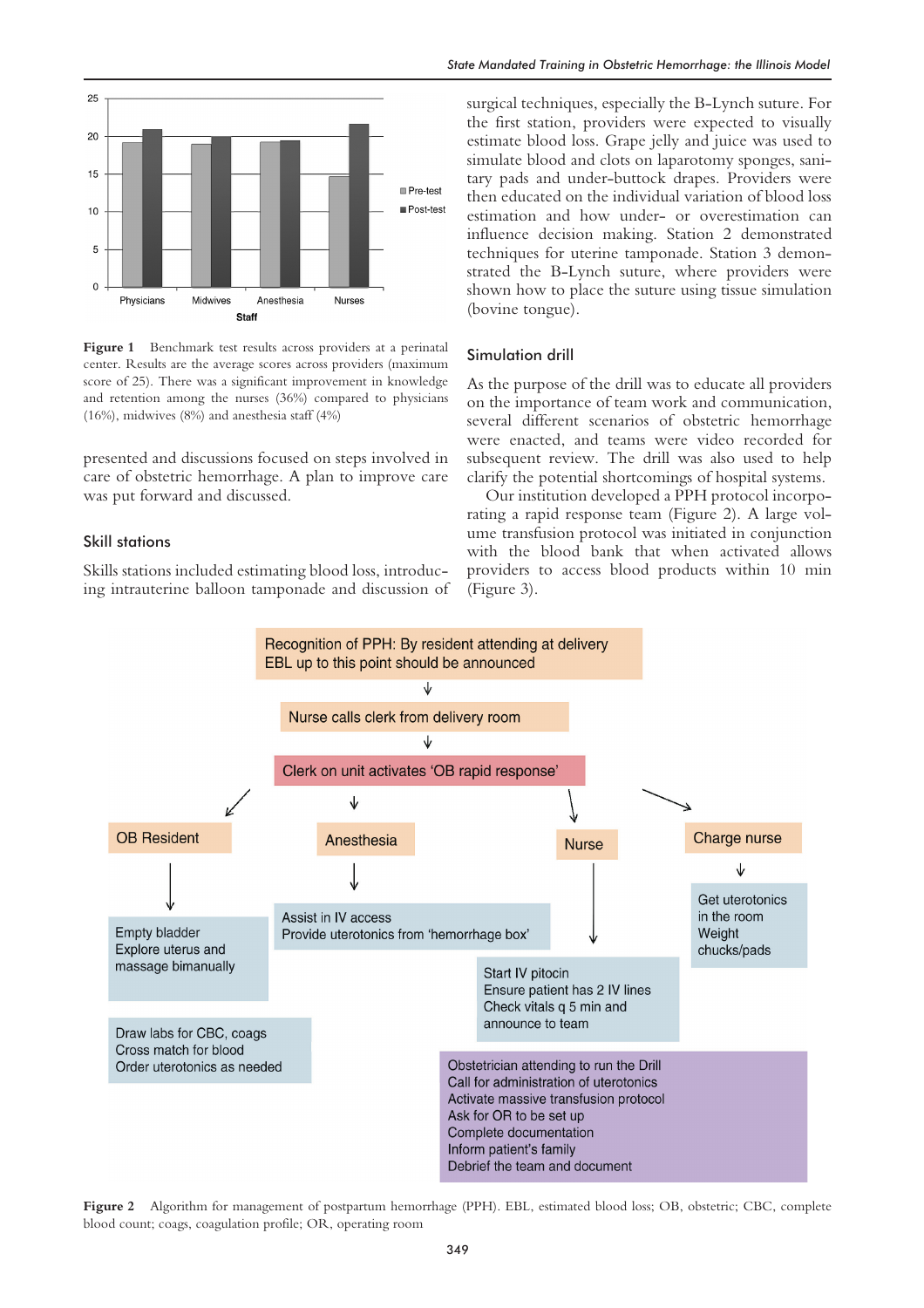**Figure 1** Benchmark test results across providers at a perinatal center. Results are the average scores across providers (maximum score of 25). There was a significant improvement in knowledge and retention among the nurses (36%) compared to physicians (16%), midwives (8%) and anesthesia staff (4%)

presented and discussions focused on steps involved in care of obstetric hemorrhage. A plan to improve care was put forward and discussed.

## Skill stations

Skills stations included estimating blood loss, introducing intrauterine balloon tamponade and discussion of surgical techniques, especially the B-Lynch suture. For the first station, providers were expected to visually estimate blood loss. Grape jelly and juice was used to simulate blood and clots on laparotomy sponges, sanitary pads and under-buttock drapes. Providers were then educated on the individual variation of blood loss estimation and how under- or overestimation can influence decision making. Station 2 demonstrated techniques for uterine tamponade. Station 3 demonstrated the B-Lynch suture, where providers were shown how to place the suture using tissue simulation (bovine tongue).

## Simulation drill

As the purpose of the drill was to educate all providers on the importance of team work and communication, several different scenarios of obstetric hemorrhage were enacted, and teams were video recorded for subsequent review. The drill was also used to help clarify the potential shortcomings of hospital systems.

Our institution developed a PPH protocol incorporating a rapid response team (Figure 2). A large volume transfusion protocol was initiated in conjunction with the blood bank that when activated allows providers to access blood products within 10 min (Figure 3).

**Figure 2** Algorithm for management of postpartum hemorrhage (PPH). EBL, estimated blood loss; OB, obstetric; CBC, complete blood count; coags, coagulation profile; OR, operating room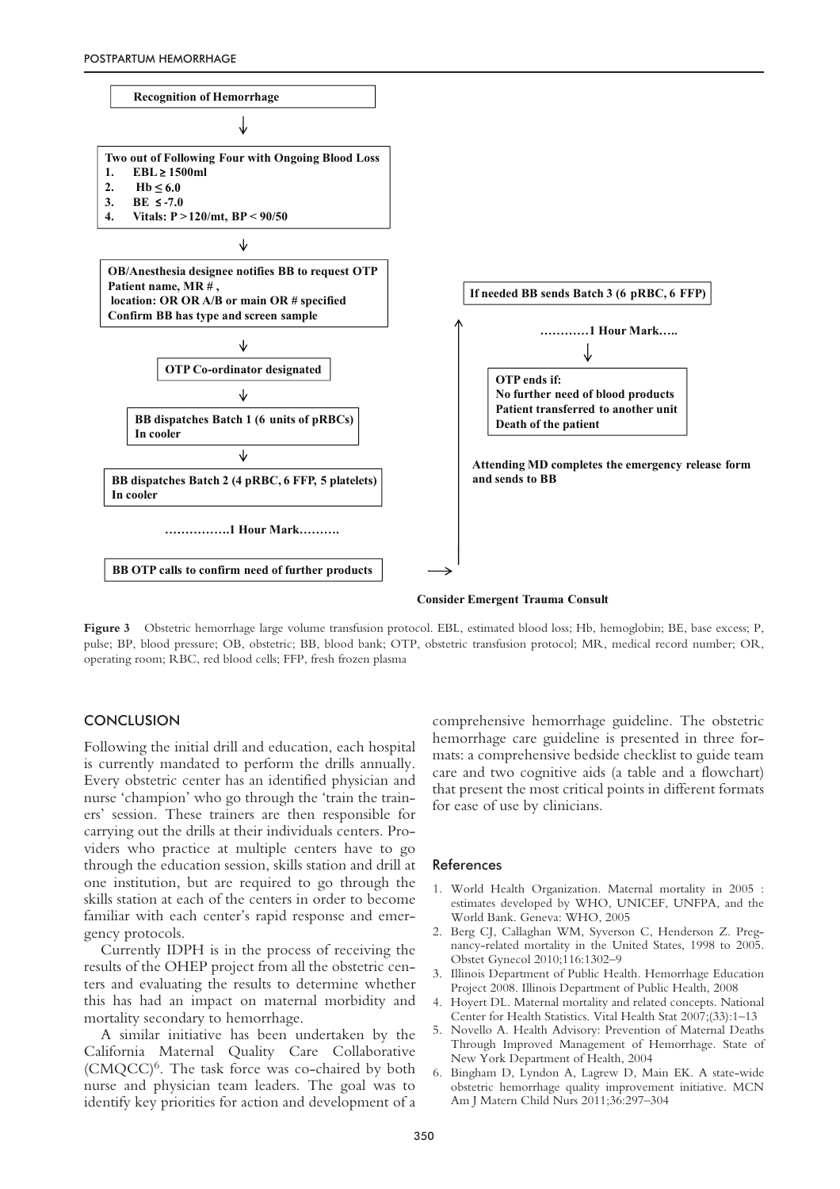Recognition of Hemorrhage

↓

Two out of Following Four with Ongoing Blood Loss
1. EBL ≥ 1500ml
2. Hb ≤ 6.0
3. BE ≤ -7.0
4. Vitals: P > 120/mt, BP < 90/50

↓

OB/Anesthesia designee notifies BB to request OTP
Patient name, MR #,
location: OR OR A/B or main OR # specified
Confirm BB has type and screen sample

↓

OTP Co-ordinator designated

↓

BB dispatches Batch 1 (6 units of pRBCs)
In cooler

↓

BB dispatches Batch 2 (4 pRBC, 6 FFP, 5 platelets)
In cooler

……………1 Hour Mark……….

BB OTP calls to confirm need of further products

→

If needed BB sends Batch 3 (6 pRBC, 6 FFP)

…………1 Hour Mark…..

↓

OTP ends if:
No further need of blood products
Patient transferred to another unit
Death of the patient

Attending MD completes the emergency release form and sends to BB

Consider Emergent Trauma Consult

**Figure 3** Obstetric hemorrhage large volume transfusion protocol. EBL, estimated blood loss; Hb, hemoglobin; BE, base excess; P, pulse; BP, blood pressure; OB, obstetric; BB, blood bank; OTP, obstetric transfusion protocol; MR, medical record number; OR, operating room; RBC, red blood cells; FFP, fresh frozen plasma

## CONCLUSION

Following the initial drill and education, each hospital is currently mandated to perform the drills annually. Every obstetric center has an identified physician and nurse 'champion' who go through the 'train the trainers' session. These trainers are then responsible for carrying out the drills at their individuals centers. Providers who practice at multiple centers have to go through the education session, skills station and drill at one institution, but are required to go through the skills station at each of the centers in order to become familiar with each center's rapid response and emergency protocols.

Currently IDPH is in the process of receiving the results of the OHEP project from all the obstetric centers and evaluating the results to determine whether this has had an impact on maternal morbidity and mortality secondary to hemorrhage.

A similar initiative has been undertaken by the California Maternal Quality Care Collaborative (CMQCC)[6]. The task force was co-chaired by both nurse and physician team leaders. The goal was to identify key priorities for action and development of a comprehensive hemorrhage guideline. The obstetric hemorrhage care guideline is presented in three formats: a comprehensive bedside checklist to guide team care and two cognitive aids (a table and a flowchart) that present the most critical points in different formats for ease of use by clinicians.

## References

1. World Health Organization. Maternal mortality in 2005 : estimates developed by WHO, UNICEF, UNFPA, and the World Bank. Geneva: WHO, 2005
2. Berg CJ, Callaghan WM, Syverson C, Henderson Z. Pregnancy-related mortality in the United States, 1998 to 2005. Obstet Gynecol 2010;116:1302–9
3. Illinois Department of Public Health. Hemorrhage Education Project 2008. Illinois Department of Public Health, 2008
4. Hoyert DL. Maternal mortality and related concepts. National Center for Health Statistics. Vital Health Stat 2007;(33):1–13
5. Novello A. Health Advisory: Prevention of Maternal Deaths Through Improved Management of Hemorrhage. State of New York Department of Health, 2004
6. Bingham D, Lyndon A, Lagrew D, Main EK. A state-wide obstetric hemorrhage quality improvement initiative. MCN Am J Matern Child Nurs 2011;36:297–304